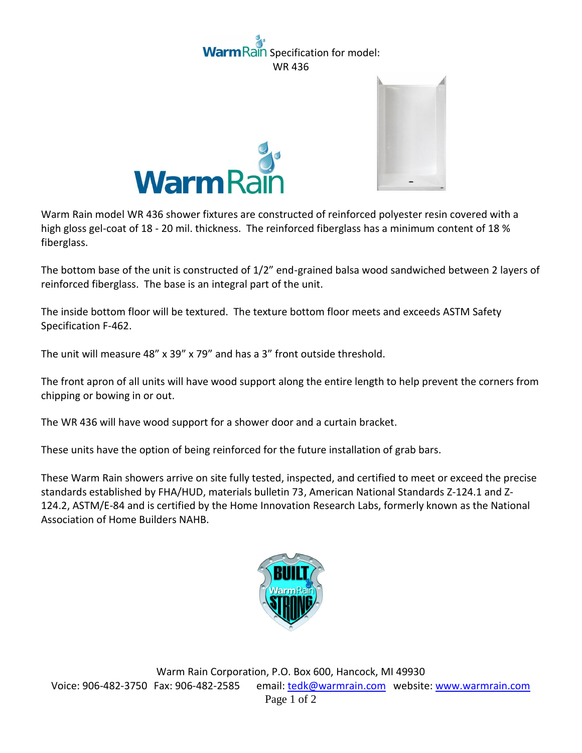WarmRain Specification for model:
WR 436

Warm Rain model WR 436 shower fixtures are constructed of reinforced polyester resin covered with a high gloss gel-coat of 18 - 20 mil. thickness. The reinforced fiberglass has a minimum content of 18 % fiberglass.

The bottom base of the unit is constructed of 1/2" end-grained balsa wood sandwiched between 2 layers of reinforced fiberglass. The base is an integral part of the unit.

The inside bottom floor will be textured. The texture bottom floor meets and exceeds ASTM Safety Specification F-462.

The unit will measure 48" x 39" x 79" and has a 3" front outside threshold.

The front apron of all units will have wood support along the entire length to help prevent the corners from chipping or bowing in or out.

The WR 436 will have wood support for a shower door and a curtain bracket.

These units have the option of being reinforced for the future installation of grab bars.

These Warm Rain showers arrive on site fully tested, inspected, and certified to meet or exceed the precise standards established by FHA/HUD, materials bulletin 73, American National Standards Z-124.1 and Z-124.2, ASTM/E-84 and is certified by the Home Innovation Research Labs, formerly known as the National Association of Home Builders NAHB.

Warm Rain Corporation, P.O. Box 600, Hancock, MI 49930
Voice: 906-482-3750 Fax: 906-482-2585 email: tedk@warmrain.com website: www.warmrain.com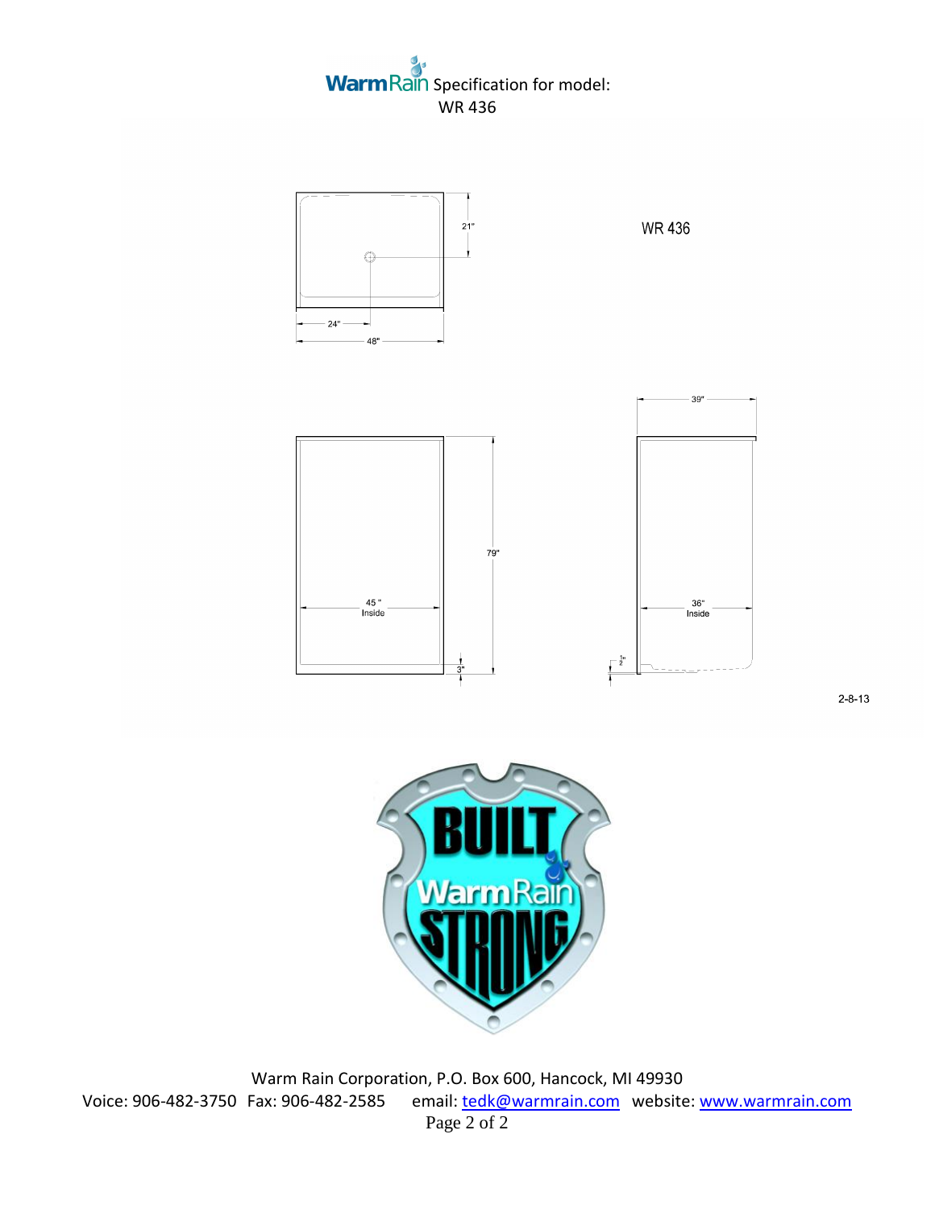# WarmRain Specification for model: WR 436

WR 436

21"

24"

48"

79"

45 " Inside

3"

39"

36" Inside

½"

2-8-13

BUILT WarmRain STRONG

Warm Rain Corporation, P.O. Box 600, Hancock, MI 49930
Voice: 906-482-3750 Fax: 906-482-2585 email: tedk@warmrain.com website: www.warmrain.com